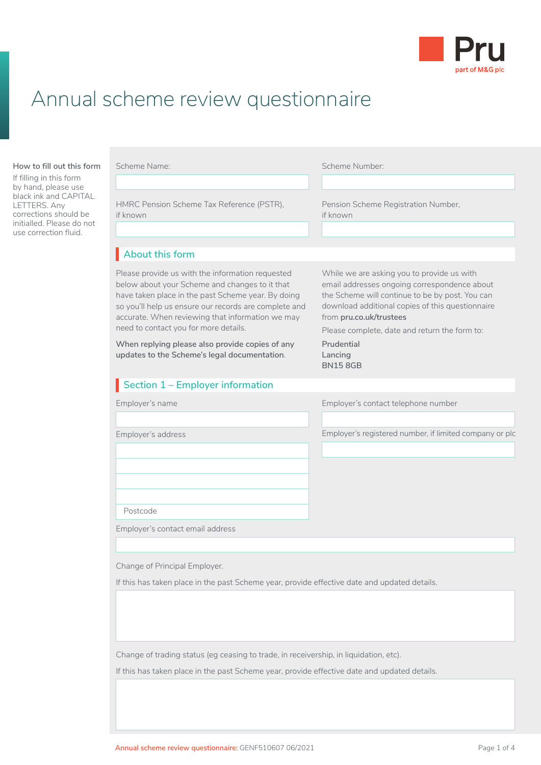# Annual scheme review questionnaire

**How to fill out this form**

If filling in this form by hand, please use black ink and CAPITAL LETTERS. Any corrections should be initialled. Please do not use correction fluid.

Scheme Name:

Scheme Number:

HMRC Pension Scheme Tax Reference (PSTR), if known

Pension Scheme Registration Number, if known

## About this form

Please provide us with the information requested below about your Scheme and changes to it that have taken place in the past Scheme year. By doing so you'll help us ensure our records are complete and accurate. When reviewing that information we may need to contact you for more details.

**When replying please also provide copies of any updates to the Scheme's legal documentation**.

While we are asking you to provide us with email addresses ongoing correspondence about the Scheme will continue to be by post. You can download additional copies of this questionnaire from **pru.co.uk/trustees**

Please complete, date and return the form to:

**Prudential**
**Lancing**
**BN15 8GB**

## Section 1 – Employer information

Employer's name

Employer's contact telephone number

Employer's address

Postcode

Employer's registered number, if limited company or plc

Employer's contact email address

Change of Principal Employer.

If this has taken place in the past Scheme year, provide effective date and updated details.

Change of trading status (eg ceasing to trade, in receivership, in liquidation, etc).

If this has taken place in the past Scheme year, provide effective date and updated details.

Annual scheme review questionnaire: GENF510607 06/2021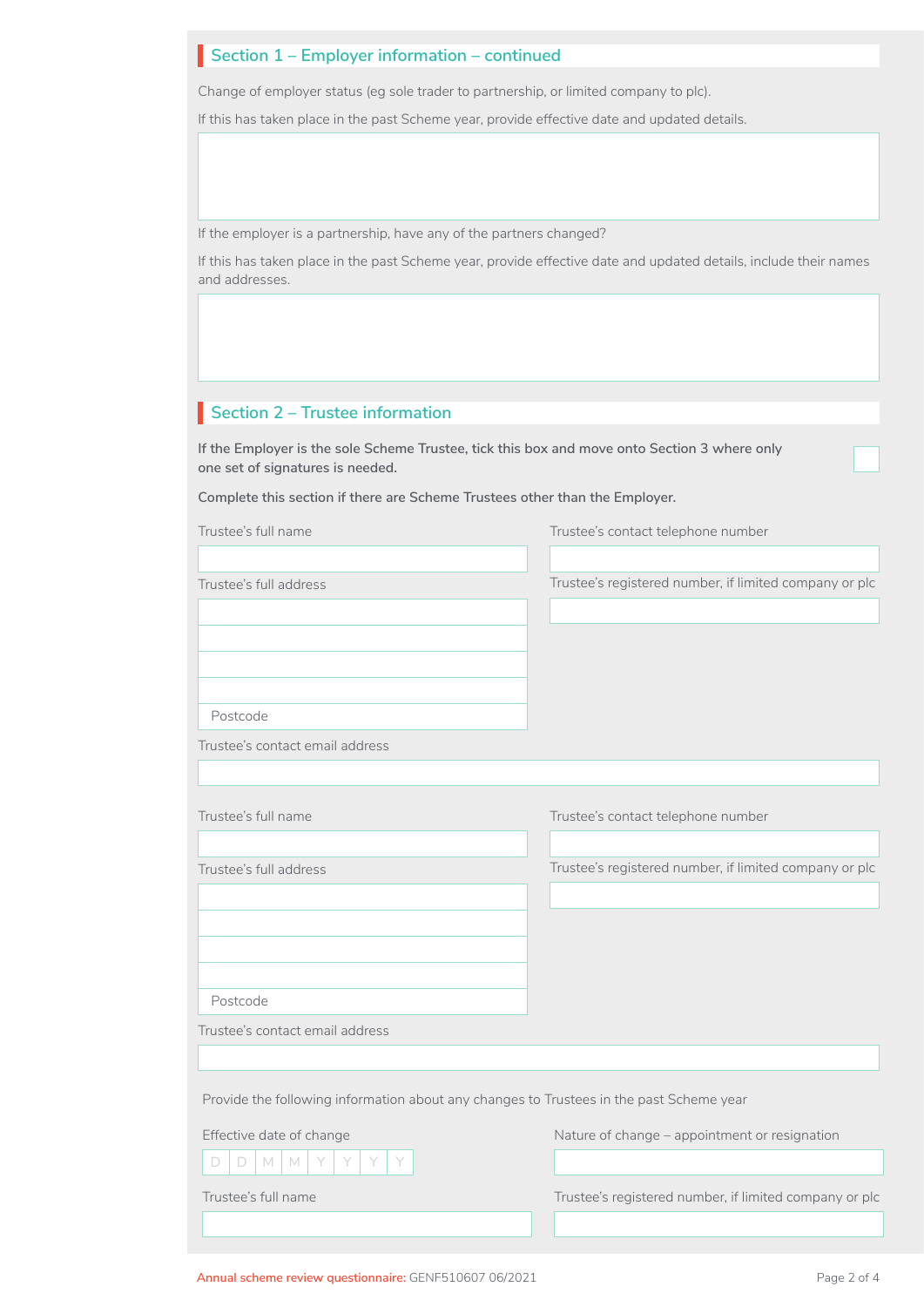## Section 1 – Employer information – continued

Change of employer status (eg sole trader to partnership, or limited company to plc).

If this has taken place in the past Scheme year, provide effective date and updated details.

If the employer is a partnership, have any of the partners changed?

If this has taken place in the past Scheme year, provide effective date and updated details, include their names and addresses.

## Section 2 – Trustee information

**If the Employer is the sole Scheme Trustee, tick this box and move onto Section 3 where only one set of signatures is needed.** ☐

**Complete this section if there are Scheme Trustees other than the Employer.**

Trustee's full name

Trustee's contact telephone number

Trustee's full address

Postcode

Trustee's registered number, if limited company or plc

Trustee's contact email address

Trustee's full name

Trustee's contact telephone number

Trustee's full address

Postcode

Trustee's registered number, if limited company or plc

Trustee's contact email address

Provide the following information about any changes to Trustees in the past Scheme year

Effective date of change

D D M M Y Y Y Y

Nature of change – appointment or resignation

Trustee's full name

Trustee's registered number, if limited company or plc

Annual scheme review questionnaire: GENF510607 06/2021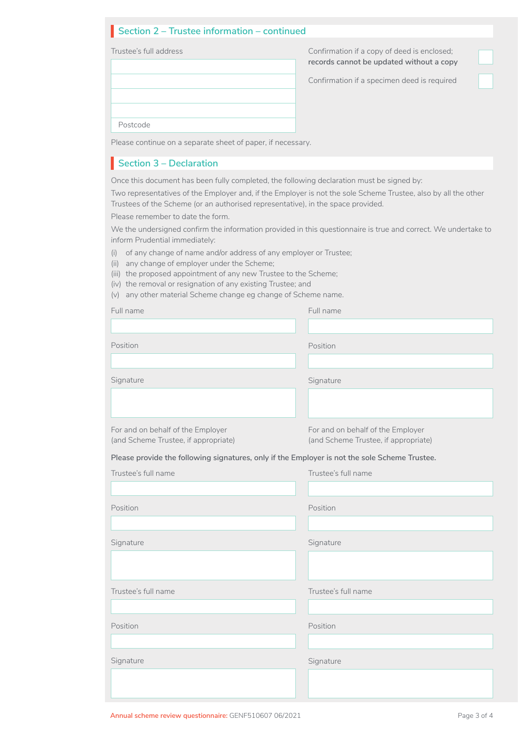## Section 2 – Trustee information – continued

Trustee's full address

Postcode

Confirmation if a copy of deed is enclosed; **records cannot be updated without a copy**

Confirmation if a specimen deed is required

Please continue on a separate sheet of paper, if necessary.

## Section 3 – Declaration

Once this document has been fully completed, the following declaration must be signed by:

Two representatives of the Employer and, if the Employer is not the sole Scheme Trustee, also by all the other Trustees of the Scheme (or an authorised representative), in the space provided.

Please remember to date the form.

We the undersigned confirm the information provided in this questionnaire is true and correct. We undertake to inform Prudential immediately:

(i) of any change of name and/or address of any employer or Trustee;
(ii) any change of employer under the Scheme;
(iii) the proposed appointment of any new Trustee to the Scheme;
(iv) the removal or resignation of any existing Trustee; and
(v) any other material Scheme change eg change of Scheme name.

Full name

Position

Signature

For and on behalf of the Employer (and Scheme Trustee, if appropriate)

Full name

Position

Signature

For and on behalf of the Employer (and Scheme Trustee, if appropriate)

**Please provide the following signatures, only if the Employer is not the sole Scheme Trustee.**

Trustee's full name

Position

Signature

Trustee's full name

Position

Signature

Trustee's full name

Position

Signature

Trustee's full name

Position

Signature

Annual scheme review questionnaire: GENF510607 06/2021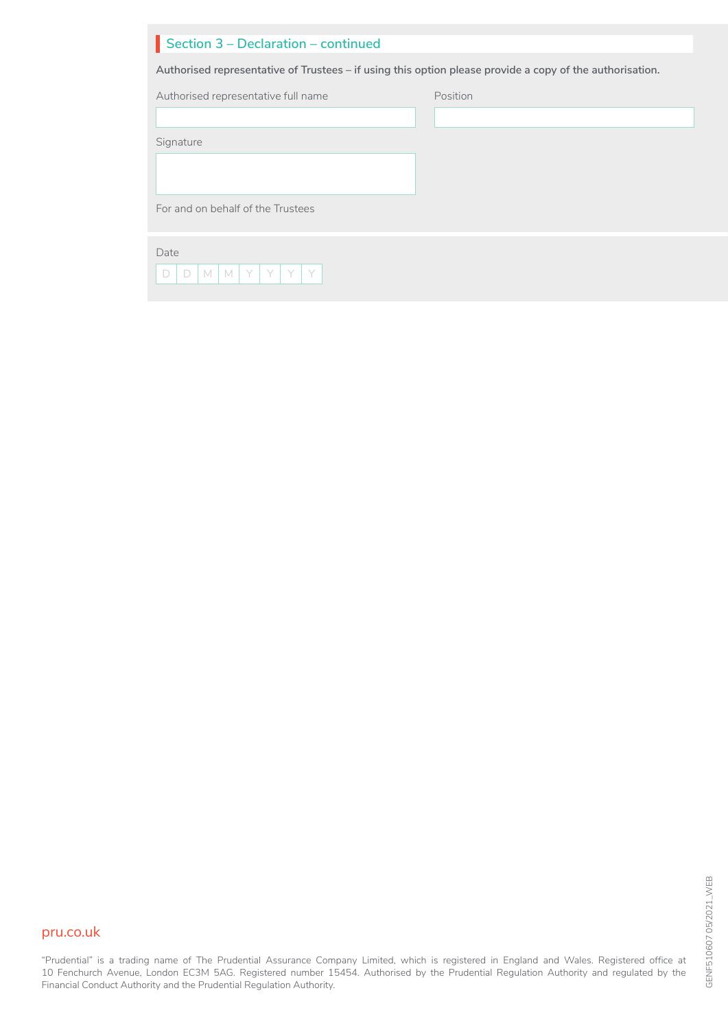## Section 3 – Declaration – continued

**Authorised representative of Trustees – if using this option please provide a copy of the authorisation.**

Authorised representative full name

Position

Signature

For and on behalf of the Trustees

Date

D D M M Y Y Y Y

pru.co.uk

"Prudential" is a trading name of The Prudential Assurance Company Limited, which is registered in England and Wales. Registered office at 10 Fenchurch Avenue, London EC3M 5AG. Registered number 15454. Authorised by the Prudential Regulation Authority and regulated by the Financial Conduct Authority and the Prudential Regulation Authority.

GENF510607 05/2021_WEB